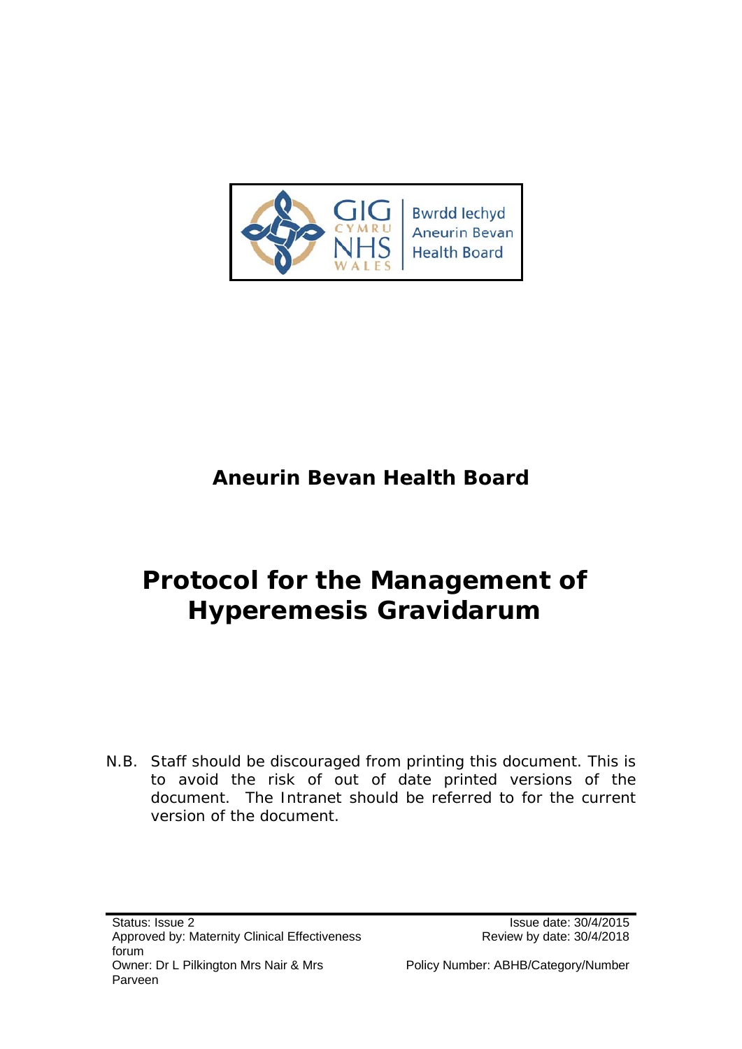Bwrdd Iechyd Aneurin Bevan Health Board

## Aneurin Bevan Health Board

# Protocol for the Management of Hyperemesis Gravidarum

N.B. Staff should be discouraged from printing this document. This is to avoid the risk of out of date printed versions of the document. The Intranet should be referred to for the current version of the document.

Status: Issue 2
Approved by: Maternity Clinical Effectiveness forum
Owner: Dr L Pilkington Mrs Nair & Mrs Parveen

Issue date: 30/4/2015
Review by date: 30/4/2018
Policy Number: ABHB/Category/Number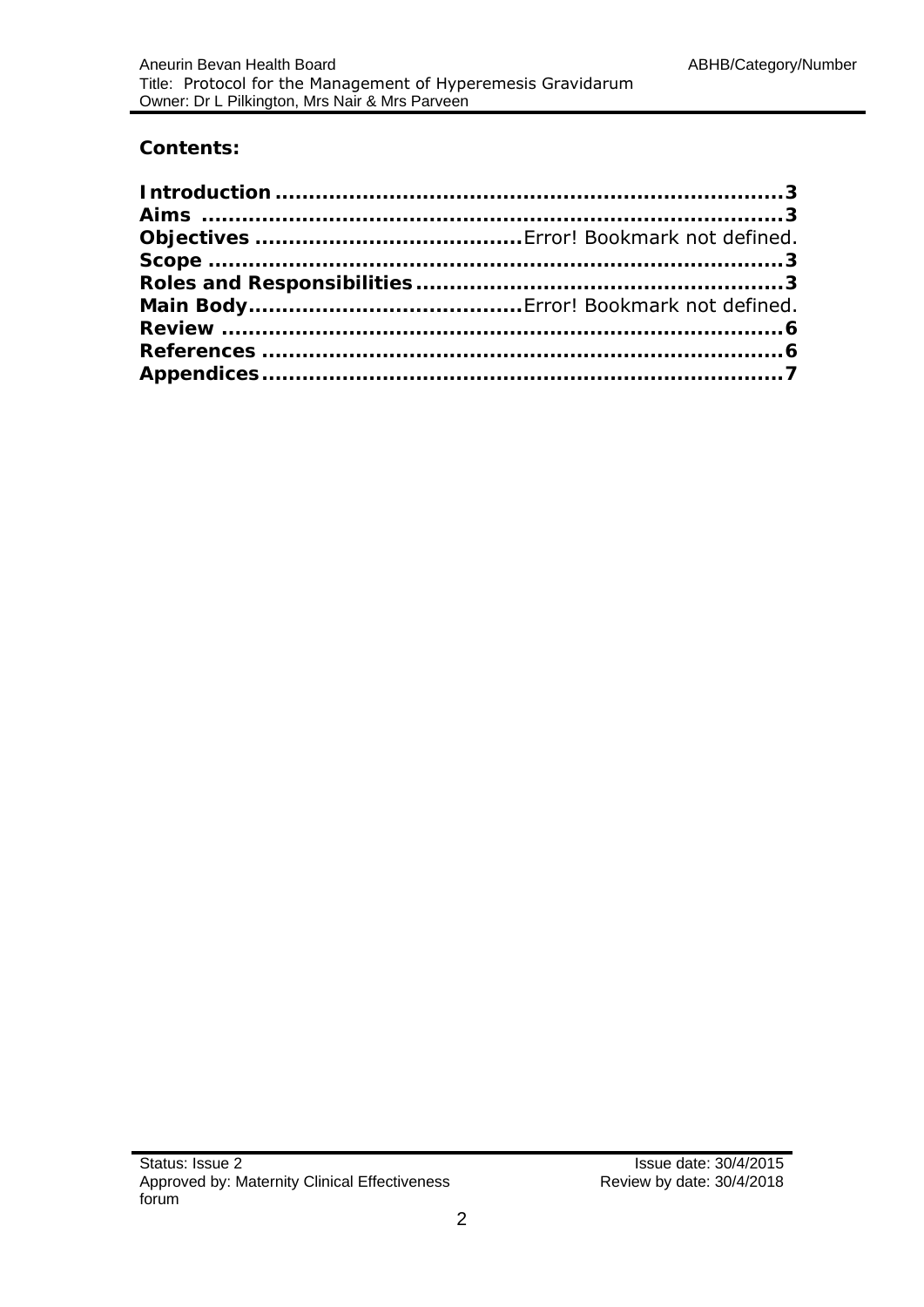**Contents:**

**Introduction** .......................................................................... **3**
**Aims** ...................................................................................... **3**
**Objectives** ......................................Error! Bookmark not defined.
**Scope** .................................................................................... **3**
**Roles and Responsibilities** ..................................................... **3**
**Main Body**.......................................Error! Bookmark not defined.
**Review** .................................................................................. **6**
**References** ............................................................................ **6**
**Appendices** ............................................................................ **7**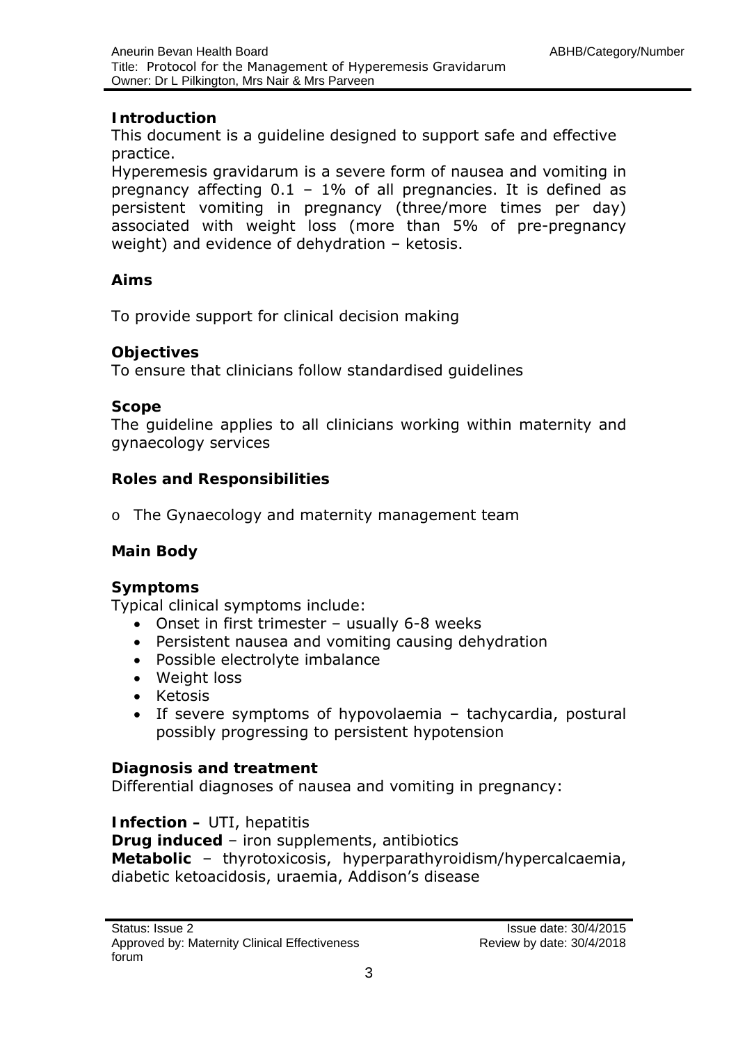## Introduction

This document is a guideline designed to support safe and effective practice.

Hyperemesis gravidarum is a severe form of nausea and vomiting in pregnancy affecting 0.1 – 1% of all pregnancies. It is defined as persistent vomiting in pregnancy (three/more times per day) associated with weight loss (more than 5% of pre-pregnancy weight) and evidence of dehydration – ketosis.

## Aims

To provide support for clinical decision making

## Objectives

To ensure that clinicians follow standardised guidelines

## Scope

The guideline applies to all clinicians working within maternity and gynaecology services

## Roles and Responsibilities

- The Gynaecology and maternity management team

## Main Body

### Symptoms

Typical clinical symptoms include:

- Onset in first trimester – usually 6-8 weeks
- Persistent nausea and vomiting causing dehydration
- Possible electrolyte imbalance
- Weight loss
- Ketosis
- If severe symptoms of hypovolaemia – tachycardia, postural possibly progressing to persistent hypotension

### Diagnosis and treatment

Differential diagnoses of nausea and vomiting in pregnancy:

**Infection –** UTI, hepatitis

**Drug induced** – iron supplements, antibiotics

**Metabolic** – thyrotoxicosis, hyperparathyroidism/hypercalcaemia, diabetic ketoacidosis, uraemia, Addison's disease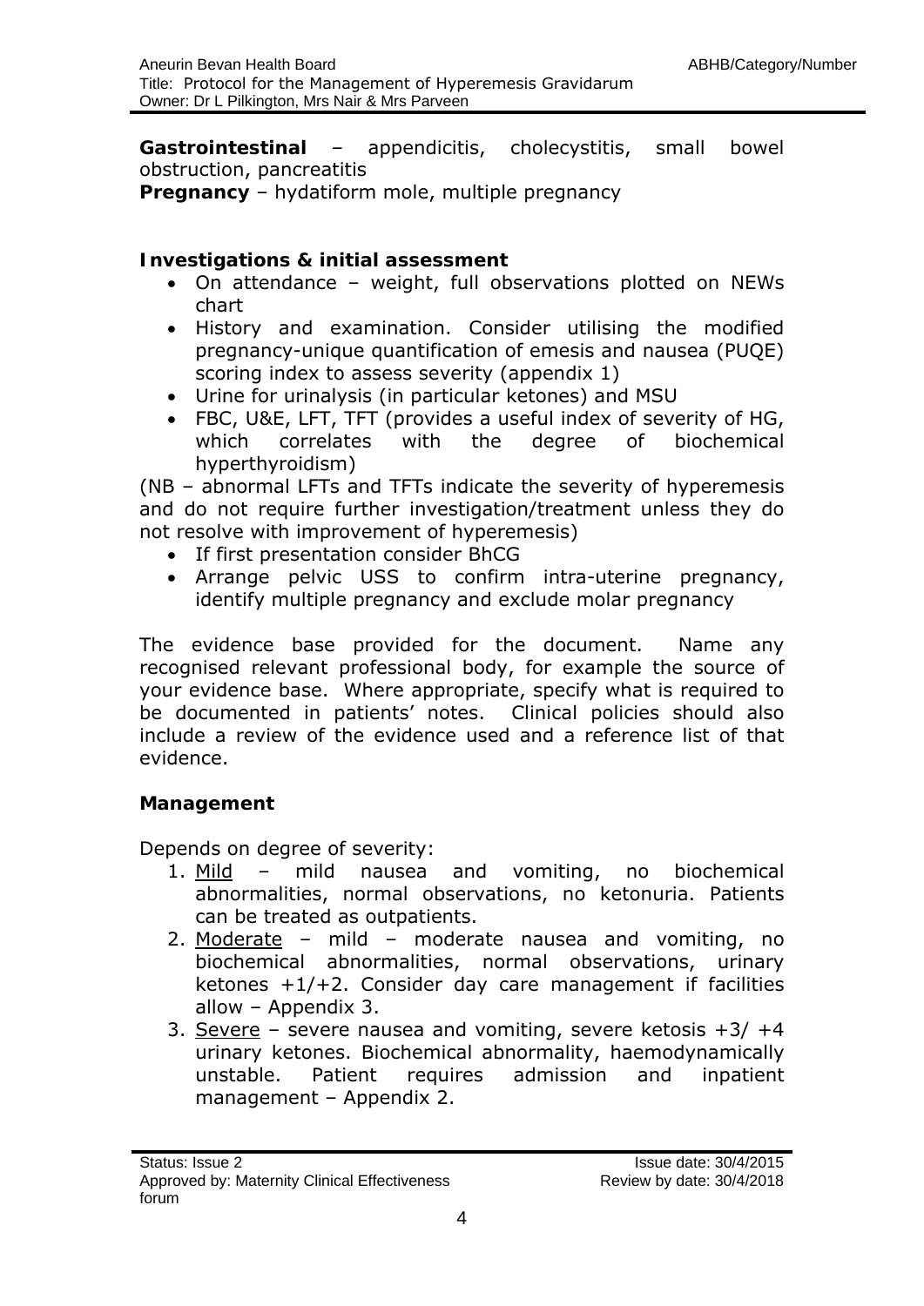**Gastrointestinal** – appendicitis, cholecystitis, small bowel obstruction, pancreatitis
**Pregnancy** – hydatiform mole, multiple pregnancy

**Investigations & initial assessment**

- On attendance – weight, full observations plotted on NEWs chart
- History and examination. Consider utilising the modified pregnancy-unique quantification of emesis and nausea (PUQE) scoring index to assess severity (appendix 1)
- Urine for urinalysis (in particular ketones) and MSU
- FBC, U&E, LFT, TFT (provides a useful index of severity of HG, which correlates with the degree of biochemical hyperthyroidism)

(NB – abnormal LFTs and TFTs indicate the severity of hyperemesis and do not require further investigation/treatment unless they do not resolve with improvement of hyperemesis)

- If first presentation consider BhCG
- Arrange pelvic USS to confirm intra-uterine pregnancy, identify multiple pregnancy and exclude molar pregnancy

The evidence base provided for the document. Name any recognised relevant professional body, for example the source of your evidence base. Where appropriate, specify what is required to be documented in patients' notes. Clinical policies should also include a review of the evidence used and a reference list of that evidence.

**Management**

Depends on degree of severity:

1. Mild – mild nausea and vomiting, no biochemical abnormalities, normal observations, no ketonuria. Patients can be treated as outpatients.
2. Moderate – mild – moderate nausea and vomiting, no biochemical abnormalities, normal observations, urinary ketones +1/+2. Consider day care management if facilities allow – Appendix 3.
3. Severe – severe nausea and vomiting, severe ketosis +3/ +4 urinary ketones. Biochemical abnormality, haemodynamically unstable. Patient requires admission and inpatient management – Appendix 2.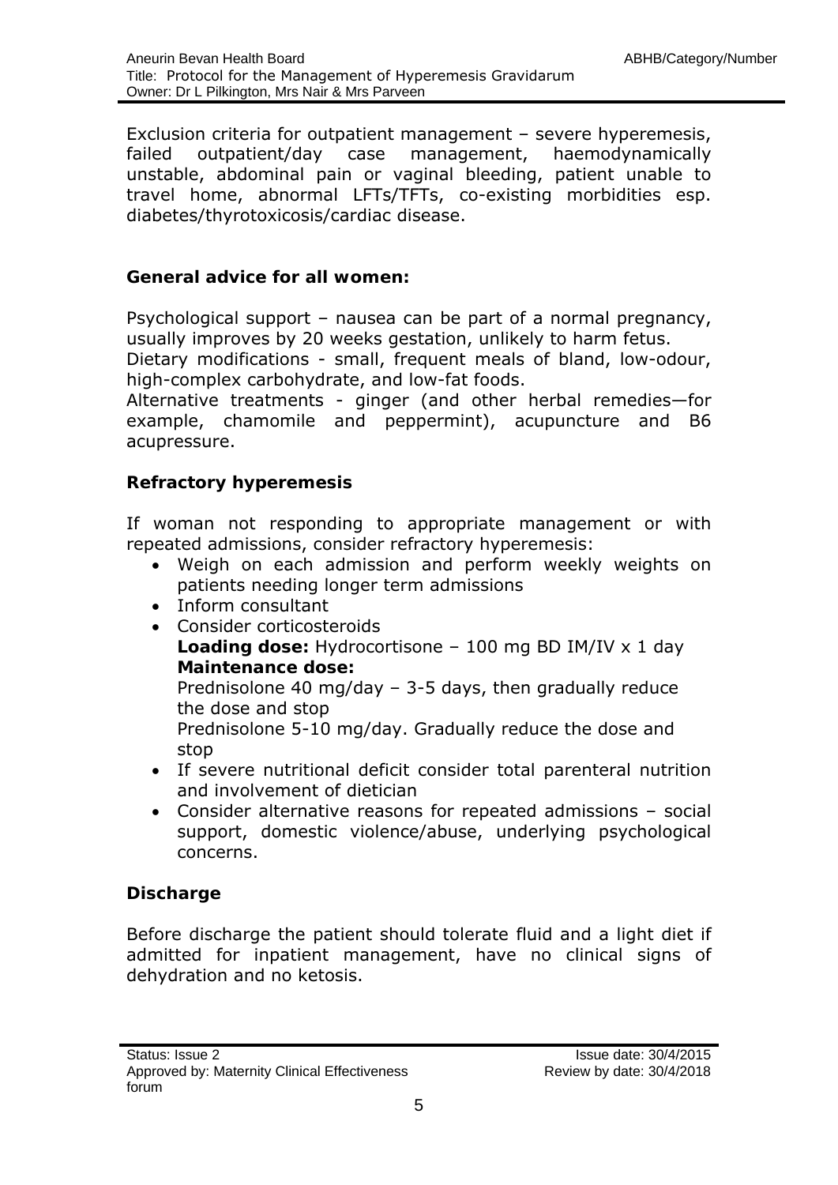Exclusion criteria for outpatient management – severe hyperemesis, failed outpatient/day case management, haemodynamically unstable, abdominal pain or vaginal bleeding, patient unable to travel home, abnormal LFTs/TFTs, co-existing morbidities esp. diabetes/thyrotoxicosis/cardiac disease.

**General advice for all women:**

Psychological support – nausea can be part of a normal pregnancy, usually improves by 20 weeks gestation, unlikely to harm fetus.
Dietary modifications - small, frequent meals of bland, low-odour, high-complex carbohydrate, and low-fat foods.
Alternative treatments - ginger (and other herbal remedies—for example, chamomile and peppermint), acupuncture and B6 acupressure.

**Refractory hyperemesis**

If woman not responding to appropriate management or with repeated admissions, consider refractory hyperemesis:

- Weigh on each admission and perform weekly weights on patients needing longer term admissions
- Inform consultant
- Consider corticosteroids
  **Loading dose:** Hydrocortisone – 100 mg BD IM/IV x 1 day
  **Maintenance dose:**
  Prednisolone 40 mg/day – 3-5 days, then gradually reduce the dose and stop
  Prednisolone 5-10 mg/day. Gradually reduce the dose and stop
- If severe nutritional deficit consider total parenteral nutrition and involvement of dietician
- Consider alternative reasons for repeated admissions – social support, domestic violence/abuse, underlying psychological concerns.

**Discharge**

Before discharge the patient should tolerate fluid and a light diet if admitted for inpatient management, have no clinical signs of dehydration and no ketosis.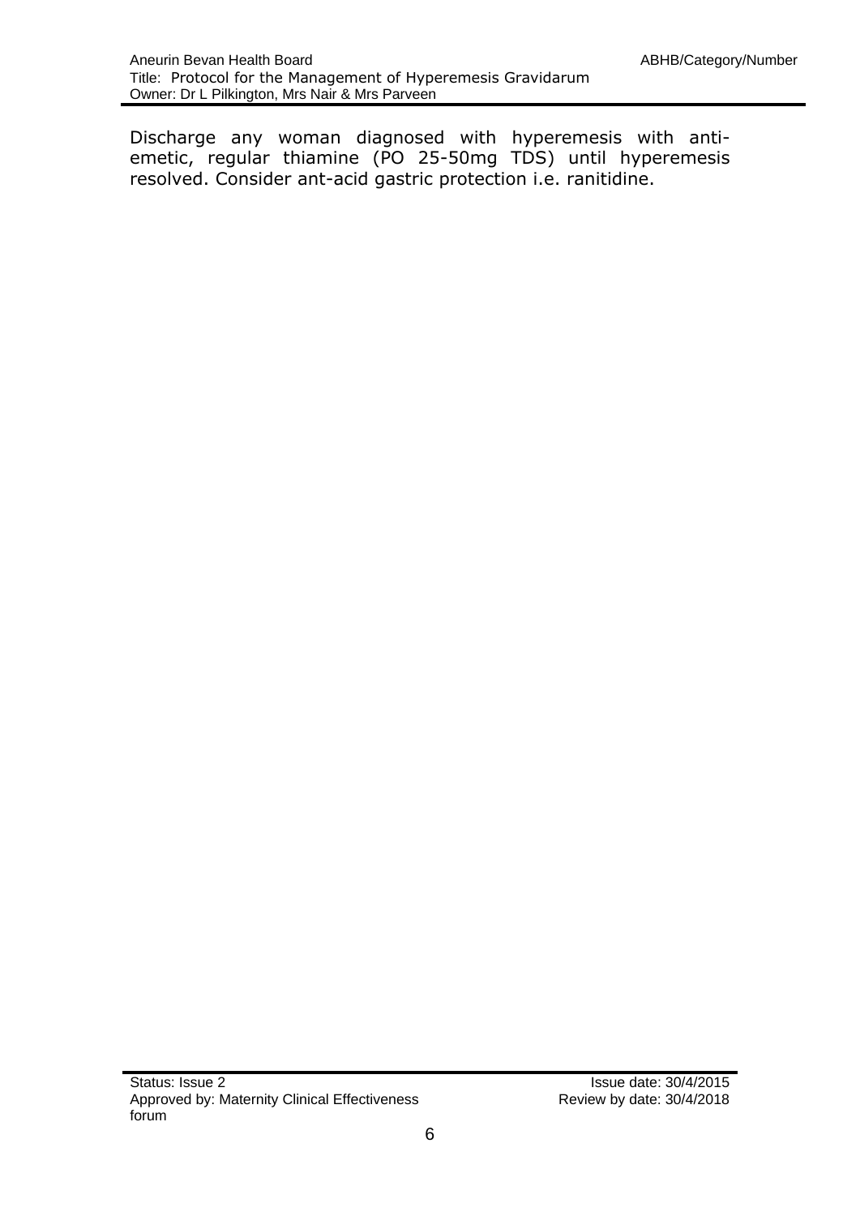Discharge any woman diagnosed with hyperemesis with anti-emetic, regular thiamine (PO 25-50mg TDS) until hyperemesis resolved. Consider ant-acid gastric protection i.e. ranitidine.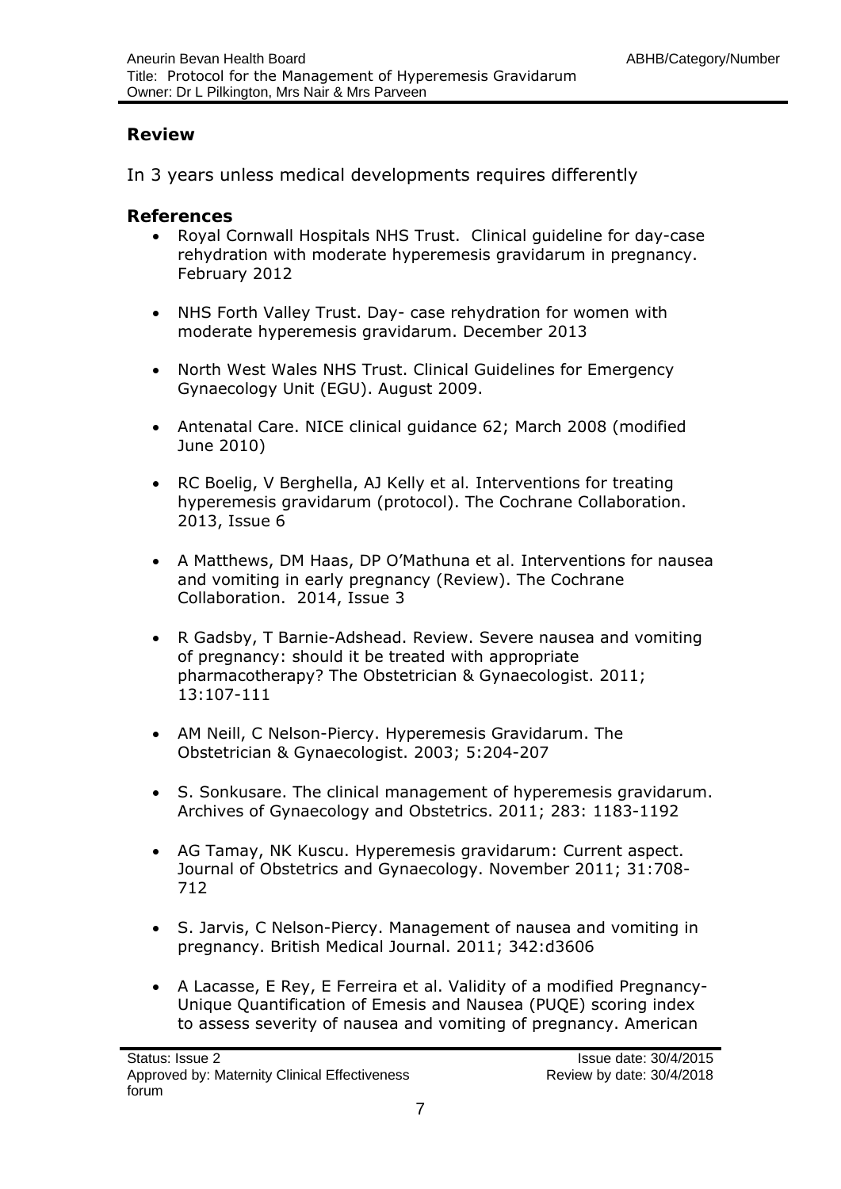## Review

In 3 years unless medical developments requires differently

## References

- Royal Cornwall Hospitals NHS Trust. Clinical guideline for day-case rehydration with moderate hyperemesis gravidarum in pregnancy. February 2012
- NHS Forth Valley Trust. Day- case rehydration for women with moderate hyperemesis gravidarum. December 2013
- North West Wales NHS Trust. Clinical Guidelines for Emergency Gynaecology Unit (EGU). August 2009.
- Antenatal Care. NICE clinical guidance 62; March 2008 (modified June 2010)
- RC Boelig, V Berghella, AJ Kelly et al. Interventions for treating hyperemesis gravidarum (protocol). The Cochrane Collaboration. 2013, Issue 6
- A Matthews, DM Haas, DP O'Mathuna et al. Interventions for nausea and vomiting in early pregnancy (Review). The Cochrane Collaboration. 2014, Issue 3
- R Gadsby, T Barnie-Adshead. Review. Severe nausea and vomiting of pregnancy: should it be treated with appropriate pharmacotherapy? The Obstetrician & Gynaecologist. 2011; 13:107-111
- AM Neill, C Nelson-Piercy. Hyperemesis Gravidarum. The Obstetrician & Gynaecologist. 2003; 5:204-207
- S. Sonkusare. The clinical management of hyperemesis gravidarum. Archives of Gynaecology and Obstetrics. 2011; 283: 1183-1192
- AG Tamay, NK Kuscu. Hyperemesis gravidarum: Current aspect. Journal of Obstetrics and Gynaecology. November 2011; 31:708-712
- S. Jarvis, C Nelson-Piercy. Management of nausea and vomiting in pregnancy. British Medical Journal. 2011; 342:d3606
- A Lacasse, E Rey, E Ferreira et al. Validity of a modified Pregnancy-Unique Quantification of Emesis and Nausea (PUQE) scoring index to assess severity of nausea and vomiting of pregnancy. American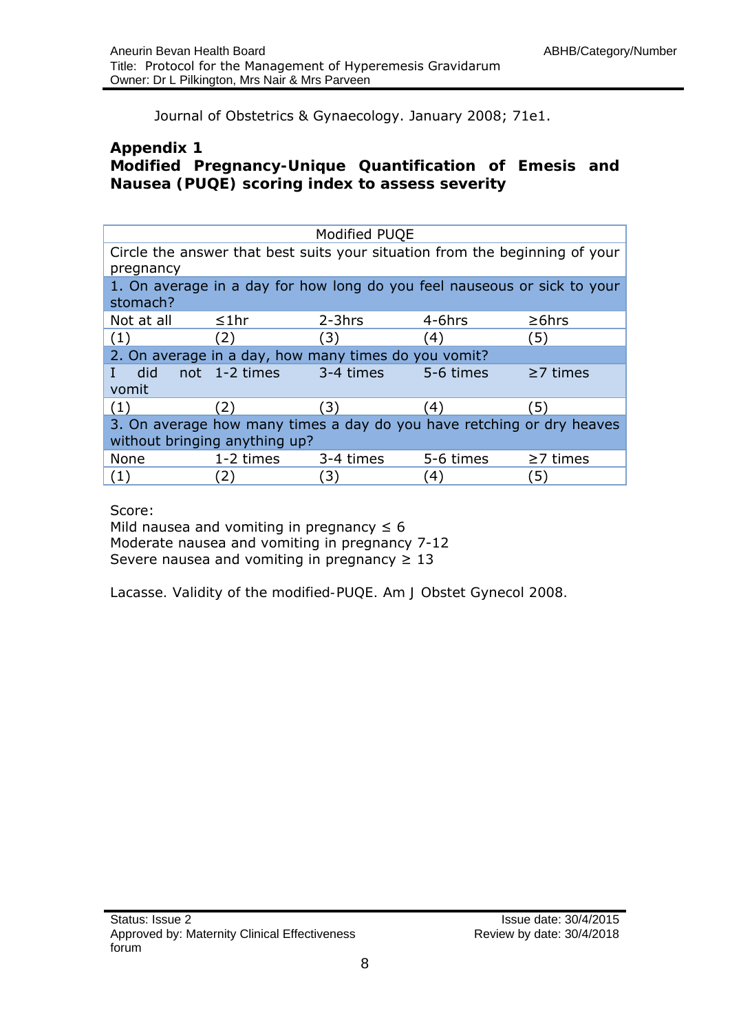Journal of Obstetrics & Gynaecology. January 2008; 71e1.

**Appendix 1**
**Modified Pregnancy-Unique Quantification of Emesis and Nausea (PUQE) scoring index to assess severity**

| Modified PUQE | | | | |
|---|---|---|---|---|
| Circle the answer that best suits your situation from the beginning of your pregnancy | | | | |
| 1. On average in a day for how long do you feel nauseous or sick to your stomach? | | | | |
| Not at all | ≤1hr | 2-3hrs | 4-6hrs | ≥6hrs |
| (1) | (2) | (3) | (4) | (5) |
| 2. On average in a day, how many times do you vomit? | | | | |
| I did not vomit | 1-2 times | 3-4 times | 5-6 times | ≥7 times |
| (1) | (2) | (3) | (4) | (5) |
| 3. On average how many times a day do you have retching or dry heaves without bringing anything up? | | | | |
| None | 1-2 times | 3-4 times | 5-6 times | ≥7 times |
| (1) | (2) | (3) | (4) | (5) |

Score:
Mild nausea and vomiting in pregnancy ≤ 6
Moderate nausea and vomiting in pregnancy 7-12
Severe nausea and vomiting in pregnancy ≥ 13

Lacasse. Validity of the modified-PUQE. Am J Obstet Gynecol 2008.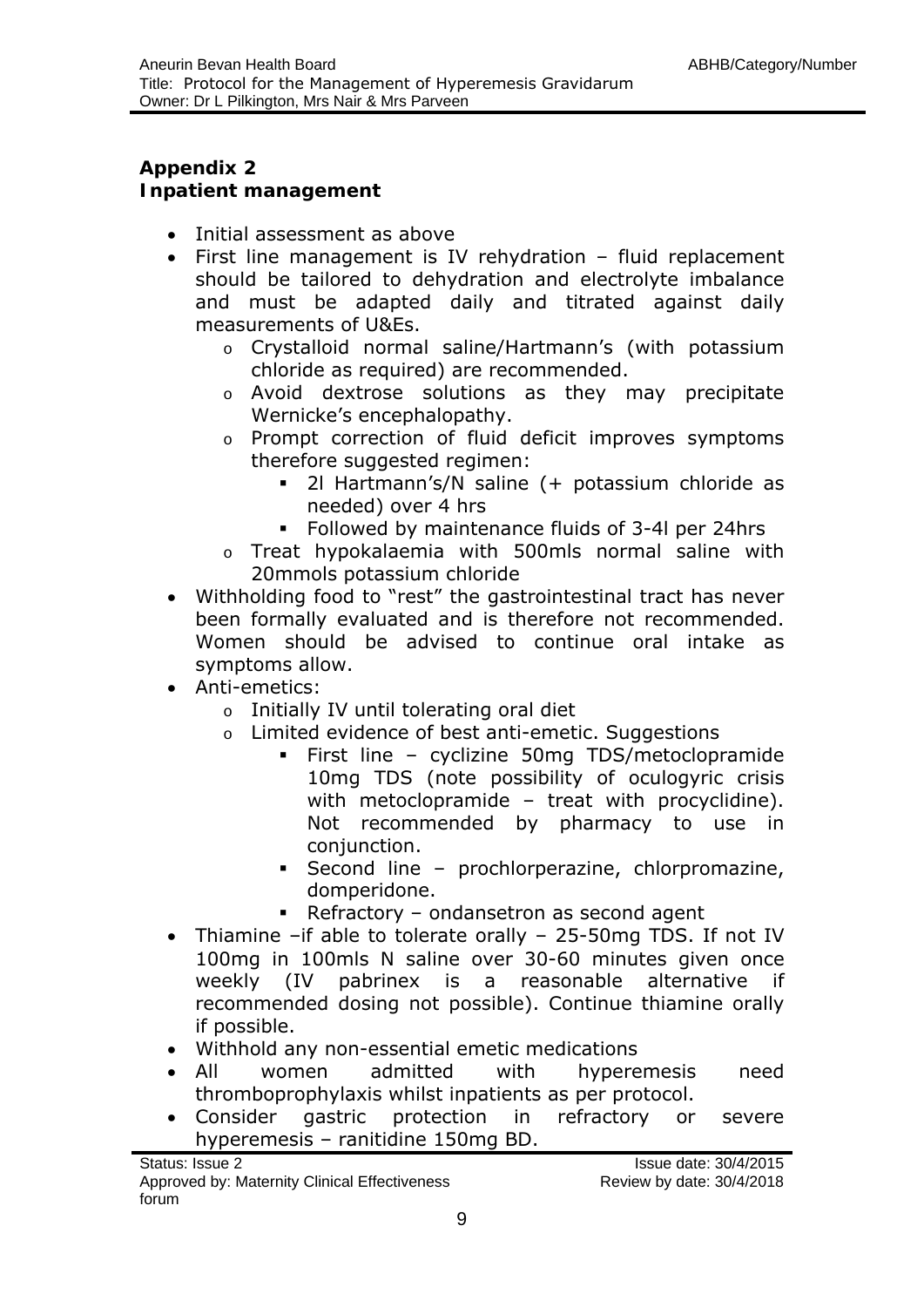## Appendix 2
## Inpatient management

- Initial assessment as above
- First line management is IV rehydration – fluid replacement should be tailored to dehydration and electrolyte imbalance and must be adapted daily and titrated against daily measurements of U&Es.
    - Crystalloid normal saline/Hartmann's (with potassium chloride as required) are recommended.
    - Avoid dextrose solutions as they may precipitate Wernicke's encephalopathy.
    - Prompt correction of fluid deficit improves symptoms therefore suggested regimen:
        - 2l Hartmann's/N saline (+ potassium chloride as needed) over 4 hrs
        - Followed by maintenance fluids of 3-4l per 24hrs
    - Treat hypokalaemia with 500mls normal saline with 20mmols potassium chloride
- Withholding food to "rest" the gastrointestinal tract has never been formally evaluated and is therefore not recommended. Women should be advised to continue oral intake as symptoms allow.
- Anti-emetics:
    - Initially IV until tolerating oral diet
    - Limited evidence of best anti-emetic. Suggestions
        - First line – cyclizine 50mg TDS/metoclopramide 10mg TDS (note possibility of oculogyric crisis with metoclopramide – treat with procyclidine). Not recommended by pharmacy to use in conjunction.
        - Second line – prochlorperazine, chlorpromazine, domperidone.
        - Refractory – ondansetron as second agent
- Thiamine –if able to tolerate orally – 25-50mg TDS. If not IV 100mg in 100mls N saline over 30-60 minutes given once weekly (IV pabrinex is a reasonable alternative if recommended dosing not possible). Continue thiamine orally if possible.
- Withhold any non-essential emetic medications
- All women admitted with hyperemesis need thromboprophylaxis whilst inpatients as per protocol.
- Consider gastric protection in refractory or severe hyperemesis – ranitidine 150mg BD.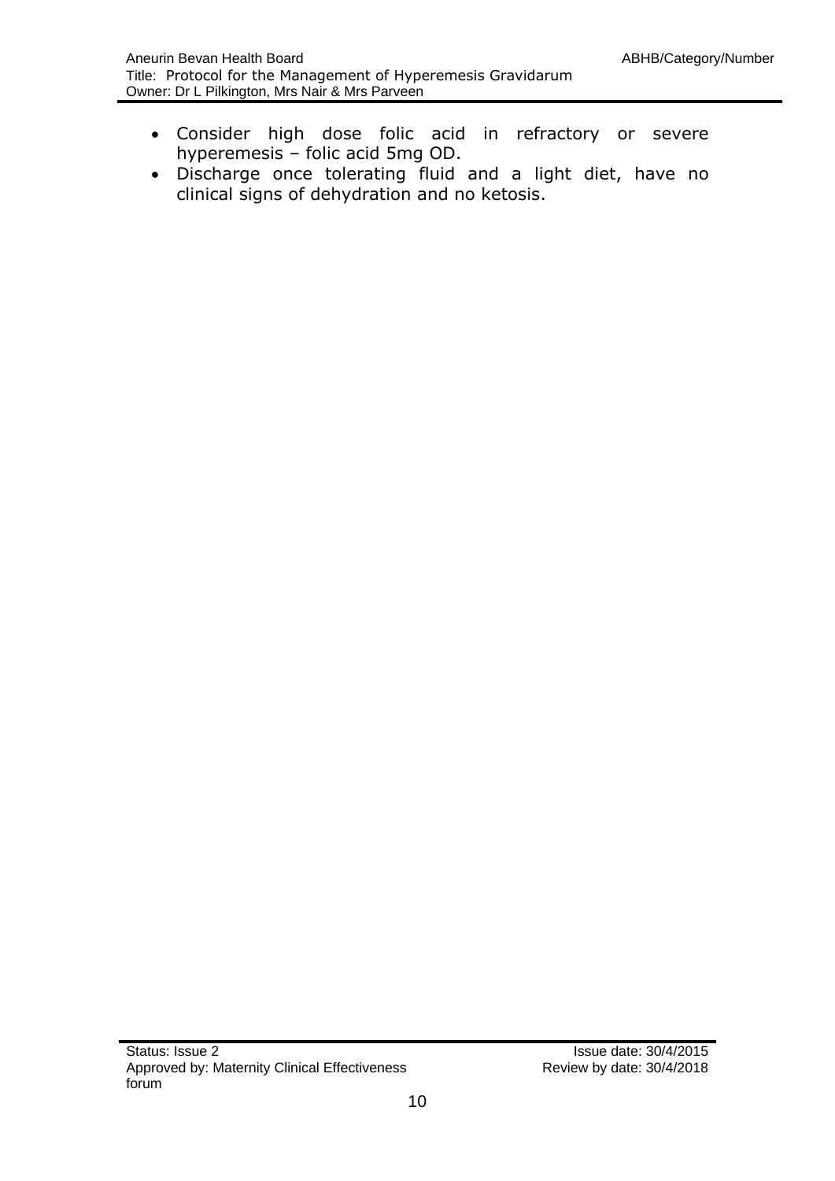- Consider high dose folic acid in refractory or severe hyperemesis – folic acid 5mg OD.
- Discharge once tolerating fluid and a light diet, have no clinical signs of dehydration and no ketosis.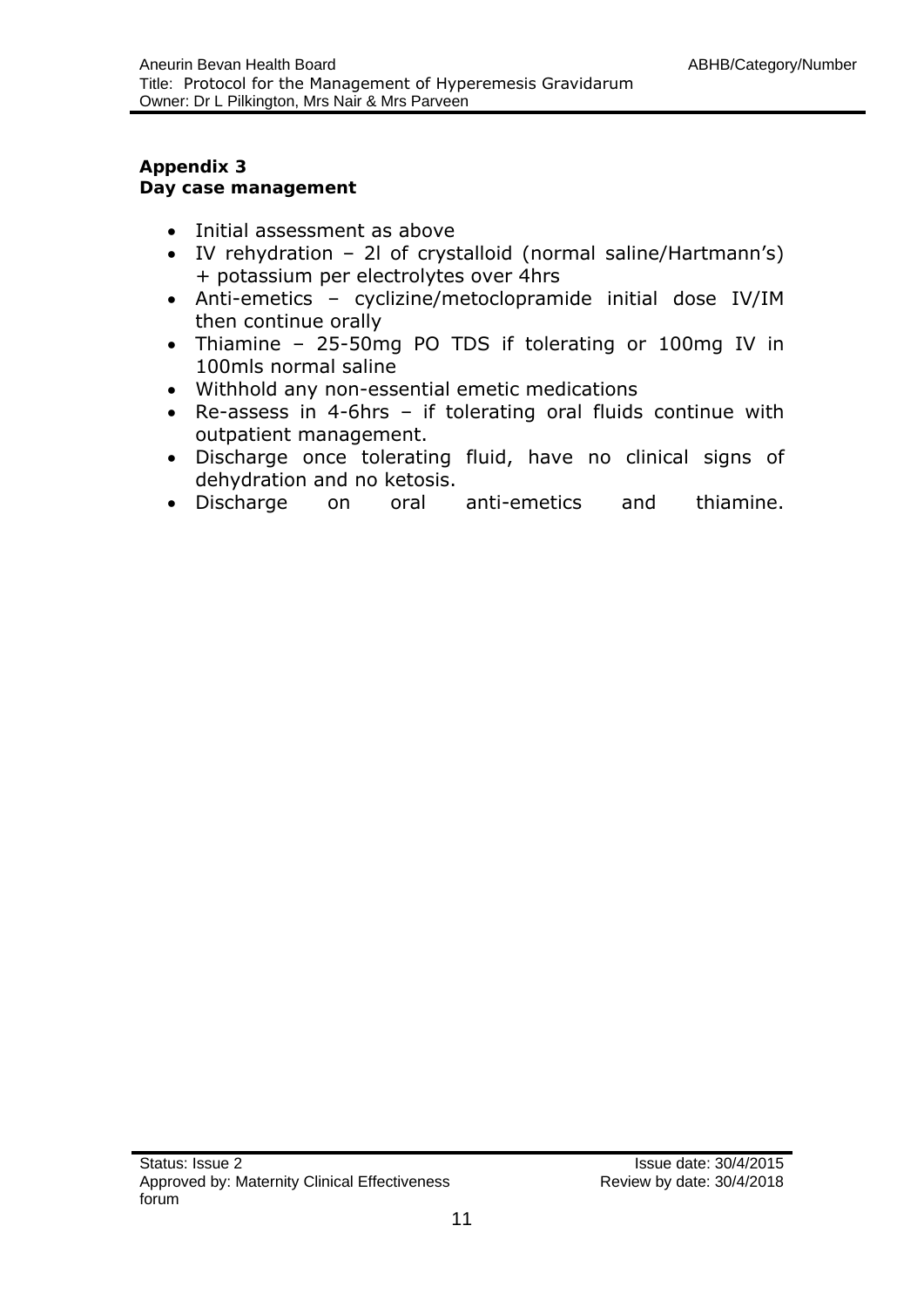**Appendix 3**
**Day case management**

- Initial assessment as above
- IV rehydration – 2l of crystalloid (normal saline/Hartmann's) + potassium per electrolytes over 4hrs
- Anti-emetics – cyclizine/metoclopramide initial dose IV/IM then continue orally
- Thiamine – 25-50mg PO TDS if tolerating or 100mg IV in 100mls normal saline
- Withhold any non-essential emetic medications
- Re-assess in 4-6hrs – if tolerating oral fluids continue with outpatient management.
- Discharge once tolerating fluid, have no clinical signs of dehydration and no ketosis.
- Discharge on oral anti-emetics and thiamine.